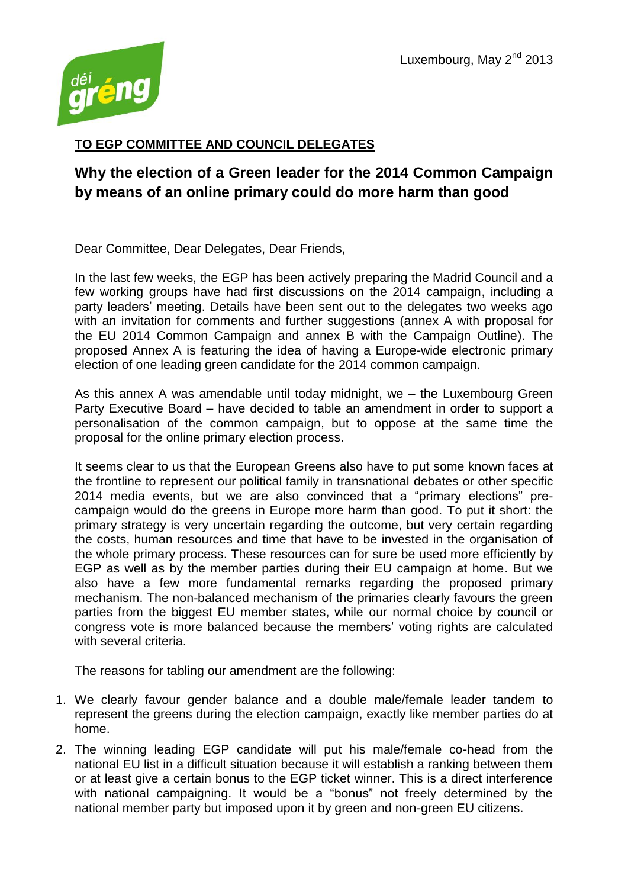Luxembourg, May 2nd 2013

**TO EGP COMMITTEE AND COUNCIL DELEGATES**

## Why the election of a Green leader for the 2014 Common Campaign by means of an online primary could do more harm than good

Dear Committee, Dear Delegates, Dear Friends,

In the last few weeks, the EGP has been actively preparing the Madrid Council and a few working groups have had first discussions on the 2014 campaign, including a party leaders' meeting. Details have been sent out to the delegates two weeks ago with an invitation for comments and further suggestions (annex A with proposal for the EU 2014 Common Campaign and annex B with the Campaign Outline). The proposed Annex A is featuring the idea of having a Europe-wide electronic primary election of one leading green candidate for the 2014 common campaign.

As this annex A was amendable until today midnight, we – the Luxembourg Green Party Executive Board – have decided to table an amendment in order to support a personalisation of the common campaign, but to oppose at the same time the proposal for the online primary election process.

It seems clear to us that the European Greens also have to put some known faces at the frontline to represent our political family in transnational debates or other specific 2014 media events, but we are also convinced that a "primary elections" pre-campaign would do the greens in Europe more harm than good. To put it short: the primary strategy is very uncertain regarding the outcome, but very certain regarding the costs, human resources and time that have to be invested in the organisation of the whole primary process. These resources can for sure be used more efficiently by EGP as well as by the member parties during their EU campaign at home. But we also have a few more fundamental remarks regarding the proposed primary mechanism. The non-balanced mechanism of the primaries clearly favours the green parties from the biggest EU member states, while our normal choice by council or congress vote is more balanced because the members' voting rights are calculated with several criteria.

The reasons for tabling our amendment are the following:

1. We clearly favour gender balance and a double male/female leader tandem to represent the greens during the election campaign, exactly like member parties do at home.
2. The winning leading EGP candidate will put his male/female co-head from the national EU list in a difficult situation because it will establish a ranking between them or at least give a certain bonus to the EGP ticket winner. This is a direct interference with national campaigning. It would be a "bonus" not freely determined by the national member party but imposed upon it by green and non-green EU citizens.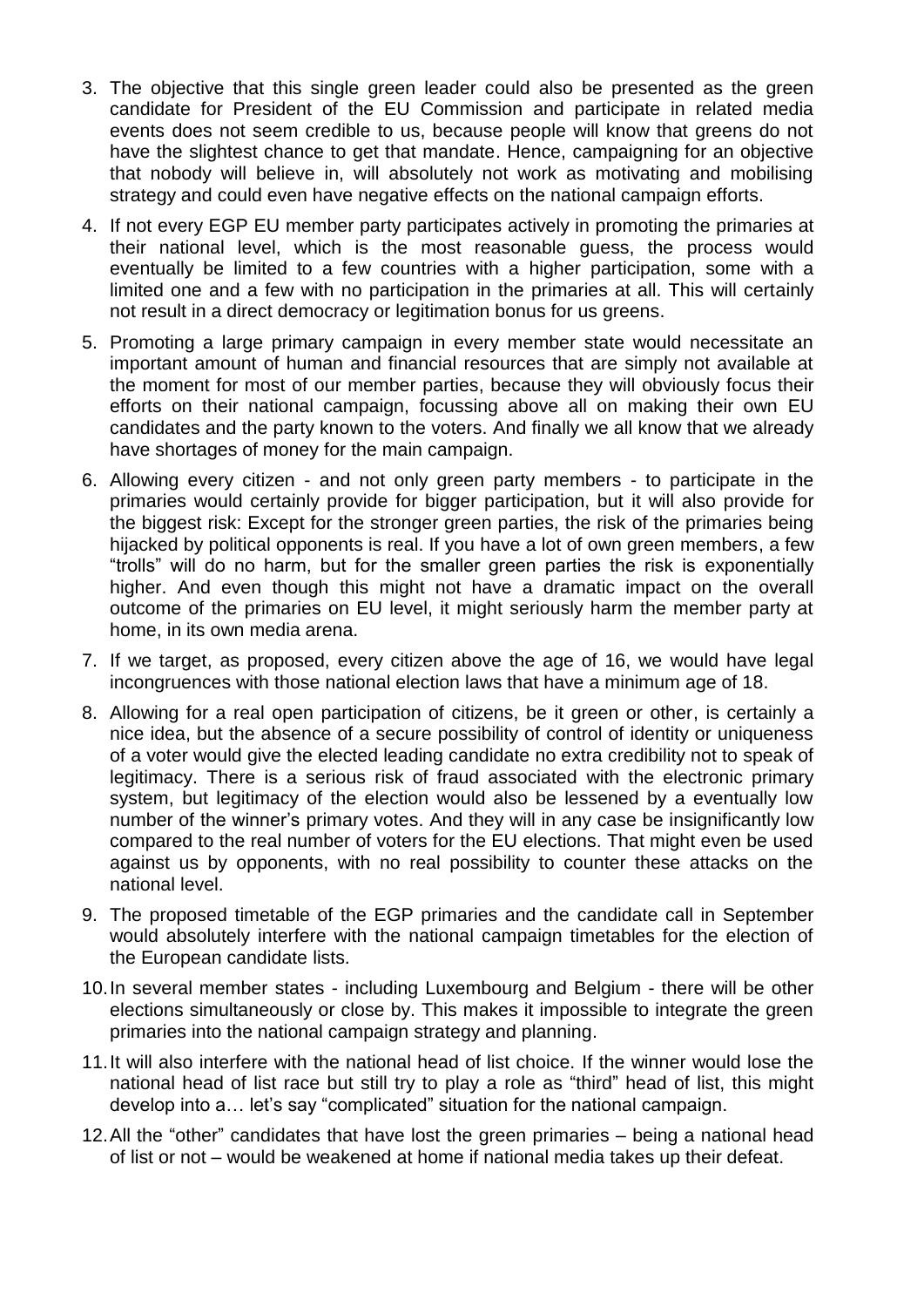3. The objective that this single green leader could also be presented as the green candidate for President of the EU Commission and participate in related media events does not seem credible to us, because people will know that greens do not have the slightest chance to get that mandate. Hence, campaigning for an objective that nobody will believe in, will absolutely not work as motivating and mobilising strategy and could even have negative effects on the national campaign efforts.
4. If not every EGP EU member party participates actively in promoting the primaries at their national level, which is the most reasonable guess, the process would eventually be limited to a few countries with a higher participation, some with a limited one and a few with no participation in the primaries at all. This will certainly not result in a direct democracy or legitimation bonus for us greens.
5. Promoting a large primary campaign in every member state would necessitate an important amount of human and financial resources that are simply not available at the moment for most of our member parties, because they will obviously focus their efforts on their national campaign, focussing above all on making their own EU candidates and the party known to the voters. And finally we all know that we already have shortages of money for the main campaign.
6. Allowing every citizen - and not only green party members - to participate in the primaries would certainly provide for bigger participation, but it will also provide for the biggest risk: Except for the stronger green parties, the risk of the primaries being hijacked by political opponents is real. If you have a lot of own green members, a few "trolls" will do no harm, but for the smaller green parties the risk is exponentially higher. And even though this might not have a dramatic impact on the overall outcome of the primaries on EU level, it might seriously harm the member party at home, in its own media arena.
7. If we target, as proposed, every citizen above the age of 16, we would have legal incongruences with those national election laws that have a minimum age of 18.
8. Allowing for a real open participation of citizens, be it green or other, is certainly a nice idea, but the absence of a secure possibility of control of identity or uniqueness of a voter would give the elected leading candidate no extra credibility not to speak of legitimacy. There is a serious risk of fraud associated with the electronic primary system, but legitimacy of the election would also be lessened by a eventually low number of the winner's primary votes. And they will in any case be insignificantly low compared to the real number of voters for the EU elections. That might even be used against us by opponents, with no real possibility to counter these attacks on the national level.
9. The proposed timetable of the EGP primaries and the candidate call in September would absolutely interfere with the national campaign timetables for the election of the European candidate lists.
10. In several member states - including Luxembourg and Belgium - there will be other elections simultaneously or close by. This makes it impossible to integrate the green primaries into the national campaign strategy and planning.
11. It will also interfere with the national head of list choice. If the winner would lose the national head of list race but still try to play a role as "third" head of list, this might develop into a… let's say "complicated" situation for the national campaign.
12. All the "other" candidates that have lost the green primaries – being a national head of list or not – would be weakened at home if national media takes up their defeat.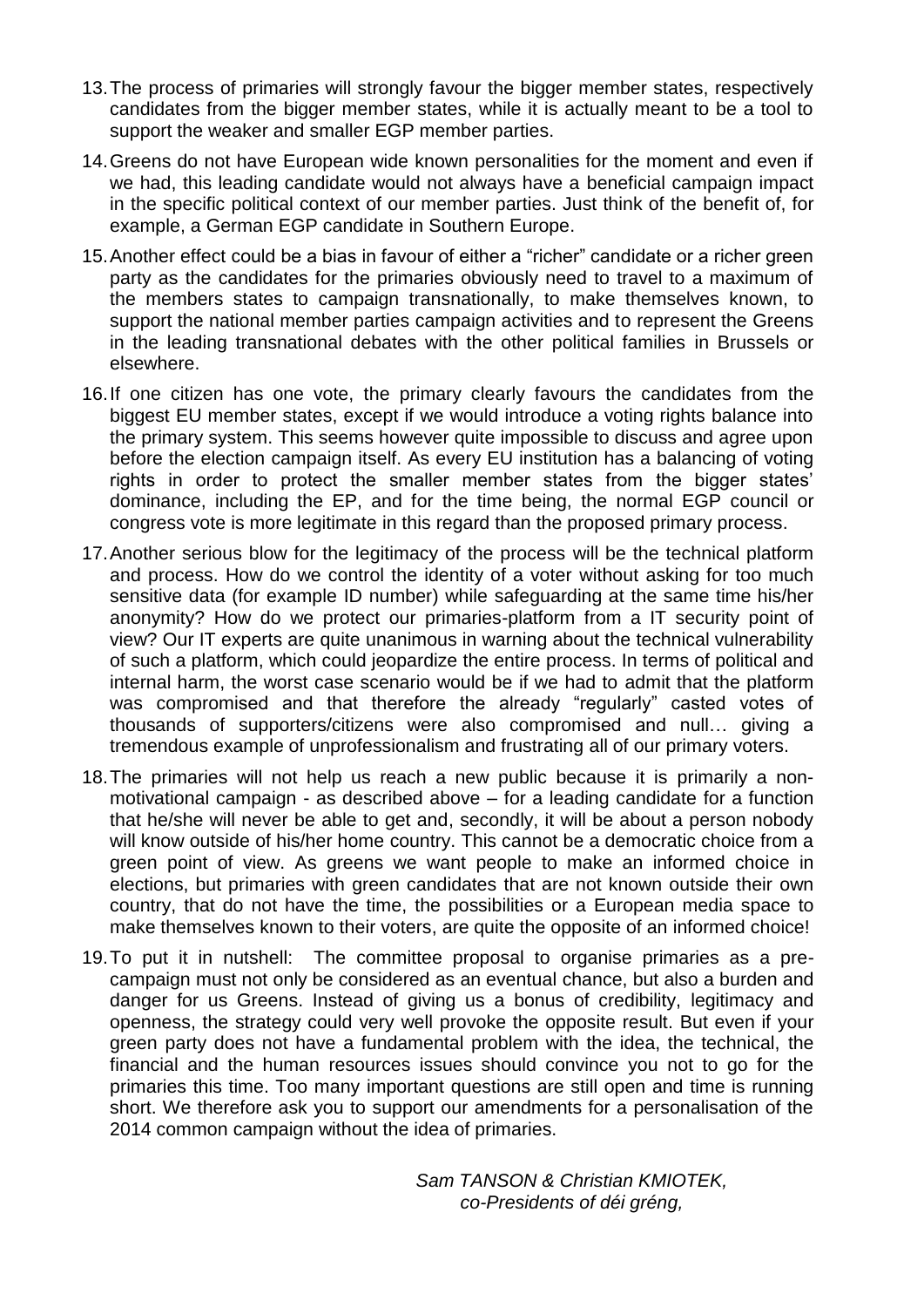13. The process of primaries will strongly favour the bigger member states, respectively candidates from the bigger member states, while it is actually meant to be a tool to support the weaker and smaller EGP member parties.

14. Greens do not have European wide known personalities for the moment and even if we had, this leading candidate would not always have a beneficial campaign impact in the specific political context of our member parties. Just think of the benefit of, for example, a German EGP candidate in Southern Europe.

15. Another effect could be a bias in favour of either a "richer" candidate or a richer green party as the candidates for the primaries obviously need to travel to a maximum of the members states to campaign transnationally, to make themselves known, to support the national member parties campaign activities and to represent the Greens in the leading transnational debates with the other political families in Brussels or elsewhere.

16. If one citizen has one vote, the primary clearly favours the candidates from the biggest EU member states, except if we would introduce a voting rights balance into the primary system. This seems however quite impossible to discuss and agree upon before the election campaign itself. As every EU institution has a balancing of voting rights in order to protect the smaller member states from the bigger states' dominance, including the EP, and for the time being, the normal EGP council or congress vote is more legitimate in this regard than the proposed primary process.

17. Another serious blow for the legitimacy of the process will be the technical platform and process. How do we control the identity of a voter without asking for too much sensitive data (for example ID number) while safeguarding at the same time his/her anonymity? How do we protect our primaries-platform from a IT security point of view? Our IT experts are quite unanimous in warning about the technical vulnerability of such a platform, which could jeopardize the entire process. In terms of political and internal harm, the worst case scenario would be if we had to admit that the platform was compromised and that therefore the already "regularly" casted votes of thousands of supporters/citizens were also compromised and null… giving a tremendous example of unprofessionalism and frustrating all of our primary voters.

18. The primaries will not help us reach a new public because it is primarily a non-motivational campaign - as described above – for a leading candidate for a function that he/she will never be able to get and, secondly, it will be about a person nobody will know outside of his/her home country. This cannot be a democratic choice from a green point of view. As greens we want people to make an informed choice in elections, but primaries with green candidates that are not known outside their own country, that do not have the time, the possibilities or a European media space to make themselves known to their voters, are quite the opposite of an informed choice!

19. To put it in nutshell: The committee proposal to organise primaries as a pre-campaign must not only be considered as an eventual chance, but also a burden and danger for us Greens. Instead of giving us a bonus of credibility, legitimacy and openness, the strategy could very well provoke the opposite result. But even if your green party does not have a fundamental problem with the idea, the technical, the financial and the human resources issues should convince you not to go for the primaries this time. Too many important questions are still open and time is running short. We therefore ask you to support our amendments for a personalisation of the 2014 common campaign without the idea of primaries.

*Sam TANSON & Christian KMIOTEK,*
*co-Presidents of déi gréng,*